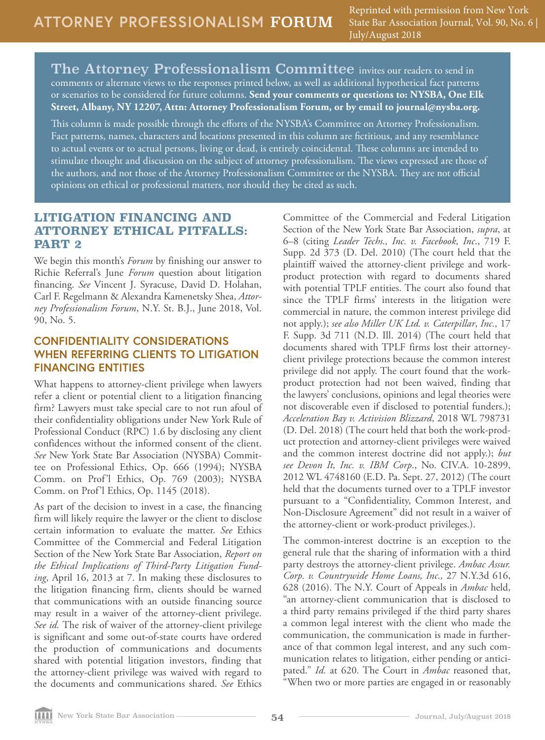# ATTORNEY PROFESSIONALISM FORUM

Reprinted with permission from New York State Bar Association Journal, Vol. 90, No. 6 | July/August 2018

**The Attorney Professionalism Committee** invites our readers to send in comments or alternate views to the responses printed below, as well as additional hypothetical fact patterns or scenarios to be considered for future columns. **Send your comments or questions to: NYSBA, One Elk Street, Albany, NY 12207, Attn: Attorney Professionalism Forum, or by email to journal@nysba.org.**

This column is made possible through the efforts of the NYSBA's Committee on Attorney Professionalism. Fact patterns, names, characters and locations presented in this column are fictitious, and any resemblance to actual events or to actual persons, living or dead, is entirely coincidental. These columns are intended to stimulate thought and discussion on the subject of attorney professionalism. The views expressed are those of the authors, and not those of the Attorney Professionalism Committee or the NYSBA. They are not official opinions on ethical or professional matters, nor should they be cited as such.

## LITIGATION FINANCING AND ATTORNEY ETHICAL PITFALLS: PART 2

We begin this month's *Forum* by finishing our answer to Richie Referral's June *Forum* question about litigation financing. *See* Vincent J. Syracuse, David D. Holahan, Carl F. Regelmann & Alexandra Kamenetsky Shea, *Attorney Professionalism Forum*, N.Y. St. B.J., June 2018, Vol. 90, No. 5.

### CONFIDENTIALITY CONSIDERATIONS WHEN REFERRING CLIENTS TO LITIGATION FINANCING ENTITIES

What happens to attorney-client privilege when lawyers refer a client or potential client to a litigation financing firm? Lawyers must take special care to not run afoul of their confidentiality obligations under New York Rule of Professional Conduct (RPC) 1.6 by disclosing any client confidences without the informed consent of the client. *See* New York State Bar Association (NYSBA) Committee on Professional Ethics, Op. 666 (1994); NYSBA Comm. on Prof'l Ethics, Op. 769 (2003); NYSBA Comm. on Prof'l Ethics, Op. 1145 (2018).

As part of the decision to invest in a case, the financing firm will likely require the lawyer or the client to disclose certain information to evaluate the matter. *See* Ethics Committee of the Commercial and Federal Litigation Section of the New York State Bar Association, *Report on the Ethical Implications of Third-Party Litigation Funding*, April 16, 2013 at 7. In making these disclosures to the litigation financing firm, clients should be warned that communications with an outside financing source may result in a waiver of the attorney-client privilege. *See id.* The risk of waiver of the attorney-client privilege is significant and some out-of-state courts have ordered the production of communications and documents shared with potential litigation investors, finding that the attorney-client privilege was waived with regard to the documents and communications shared. *See* Ethics Committee of the Commercial and Federal Litigation Section of the New York State Bar Association, *supra*, at 6–8 (citing *Leader Techs., Inc. v. Facebook, Inc.*, 719 F. Supp. 2d 373 (D. Del. 2010) (The court held that the plaintiff waived the attorney-client privilege and work-product protection with regard to documents shared with potential TPLF entities. The court also found that since the TPLF firms' interests in the litigation were commercial in nature, the common interest privilege did not apply.); *see also Miller UK Ltd. v. Caterpillar, Inc.,* 17 F. Supp. 3d 711 (N.D. Ill. 2014) (The court held that documents shared with TPLF firms lost their attorney-client privilege protections because the common interest privilege did not apply. The court found that the work-product protection had not been waived, finding that the lawyers' conclusions, opinions and legal theories were not discoverable even if disclosed to potential funders.); *Acceleration Bay v. Activision Blizzard*, 2018 WL 798731 (D. Del. 2018) (The court held that both the work-product protection and attorney-client privileges were waived and the common interest doctrine did not apply.); *but see Devon It, Inc. v. IBM Corp*., No. CIV.A. 10-2899, 2012 WL 4748160 (E.D. Pa. Sept. 27, 2012) (The court held that the documents turned over to a TPLF investor pursuant to a "Confidentiality, Common Interest, and Non-Disclosure Agreement" did not result in a waiver of the attorney-client or work-product privileges.).

The common-interest doctrine is an exception to the general rule that the sharing of information with a third party destroys the attorney-client privilege. *Ambac Assur. Corp. v. Countrywide Home Loans, Inc.,* 27 N.Y.3d 616, 628 (2016). The N.Y. Court of Appeals in *Ambac* held, "an attorney-client communication that is disclosed to a third party remains privileged if the third party shares a common legal interest with the client who made the communication, the communication is made in furtherance of that common legal interest, and any such communication relates to litigation, either pending or anticipated." *Id.* at 620*.* The Court in *Ambac* reasoned that, "When two or more parties are engaged in or reasonably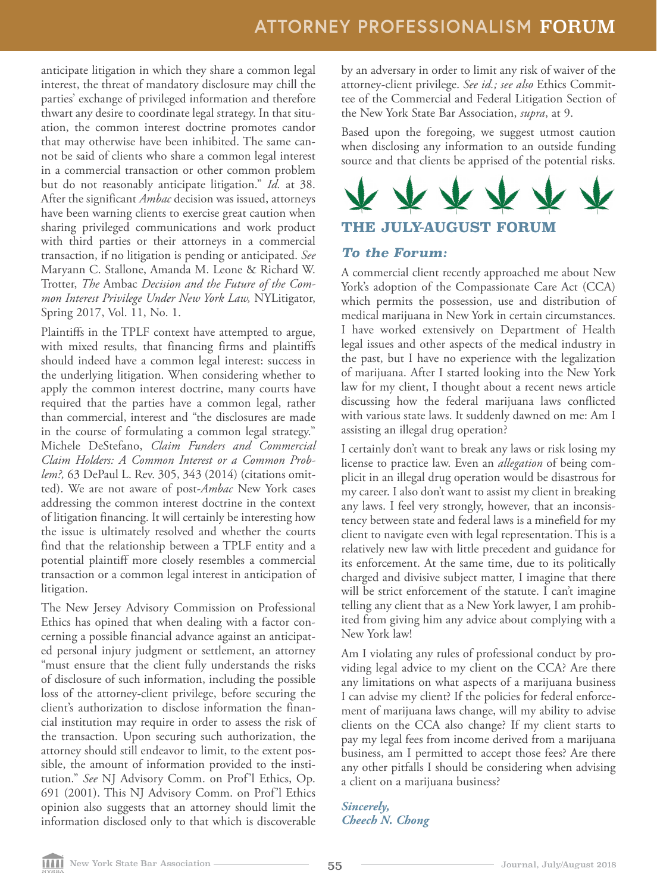anticipate litigation in which they share a common legal interest, the threat of mandatory disclosure may chill the parties' exchange of privileged information and therefore thwart any desire to coordinate legal strategy. In that situation, the common interest doctrine promotes candor that may otherwise have been inhibited. The same cannot be said of clients who share a common legal interest in a commercial transaction or other common problem but do not reasonably anticipate litigation." *Id.* at 38. After the significant *Ambac* decision was issued, attorneys have been warning clients to exercise great caution when sharing privileged communications and work product with third parties or their attorneys in a commercial transaction, if no litigation is pending or anticipated. *See* Maryann C. Stallone, Amanda M. Leone & Richard W. Trotter, *The* Ambac *Decision and the Future of the Common Interest Privilege Under New York Law,* NYLitigator, Spring 2017, Vol. 11, No. 1.

Plaintiffs in the TPLF context have attempted to argue, with mixed results, that financing firms and plaintiffs should indeed have a common legal interest: success in the underlying litigation. When considering whether to apply the common interest doctrine, many courts have required that the parties have a common legal, rather than commercial, interest and "the disclosures are made in the course of formulating a common legal strategy." Michele DeStefano, *Claim Funders and Commercial Claim Holders: A Common Interest or a Common Problem?,* 63 DePaul L. Rev. 305, 343 (2014) (citations omitted). We are not aware of post-*Ambac* New York cases addressing the common interest doctrine in the context of litigation financing. It will certainly be interesting how the issue is ultimately resolved and whether the courts find that the relationship between a TPLF entity and a potential plaintiff more closely resembles a commercial transaction or a common legal interest in anticipation of litigation.

The New Jersey Advisory Commission on Professional Ethics has opined that when dealing with a factor concerning a possible financial advance against an anticipated personal injury judgment or settlement, an attorney "must ensure that the client fully understands the risks of disclosure of such information, including the possible loss of the attorney-client privilege, before securing the client's authorization to disclose information the financial institution may require in order to assess the risk of the transaction. Upon securing such authorization, the attorney should still endeavor to limit, to the extent possible, the amount of information provided to the institution." *See* NJ Advisory Comm. on Prof'l Ethics, Op. 691 (2001). This NJ Advisory Comm. on Prof'l Ethics opinion also suggests that an attorney should limit the information disclosed only to that which is discoverable by an adversary in order to limit any risk of waiver of the attorney-client privilege. *See id.; see also* Ethics Committee of the Commercial and Federal Litigation Section of the New York State Bar Association, *supra*, at 9.

Based upon the foregoing, we suggest utmost caution when disclosing any information to an outside funding source and that clients be apprised of the potential risks.

## THE JULY-AUGUST FORUM

***To the Forum:***

A commercial client recently approached me about New York's adoption of the Compassionate Care Act (CCA) which permits the possession, use and distribution of medical marijuana in New York in certain circumstances. I have worked extensively on Department of Health legal issues and other aspects of the medical industry in the past, but I have no experience with the legalization of marijuana. After I started looking into the New York law for my client, I thought about a recent news article discussing how the federal marijuana laws conflicted with various state laws. It suddenly dawned on me: Am I assisting an illegal drug operation?

I certainly don't want to break any laws or risk losing my license to practice law. Even an *allegation* of being complicit in an illegal drug operation would be disastrous for my career. I also don't want to assist my client in breaking any laws. I feel very strongly, however, that an inconsistency between state and federal laws is a minefield for my client to navigate even with legal representation. This is a relatively new law with little precedent and guidance for its enforcement. At the same time, due to its politically charged and divisive subject matter, I imagine that there will be strict enforcement of the statute. I can't imagine telling any client that as a New York lawyer, I am prohibited from giving him any advice about complying with a New York law!

Am I violating any rules of professional conduct by providing legal advice to my client on the CCA? Are there any limitations on what aspects of a marijuana business I can advise my client? If the policies for federal enforcement of marijuana laws change, will my ability to advise clients on the CCA also change? If my client starts to pay my legal fees from income derived from a marijuana business, am I permitted to accept those fees? Are there any other pitfalls I should be considering when advising a client on a marijuana business?

***Sincerely,***
***Cheech N. Chong***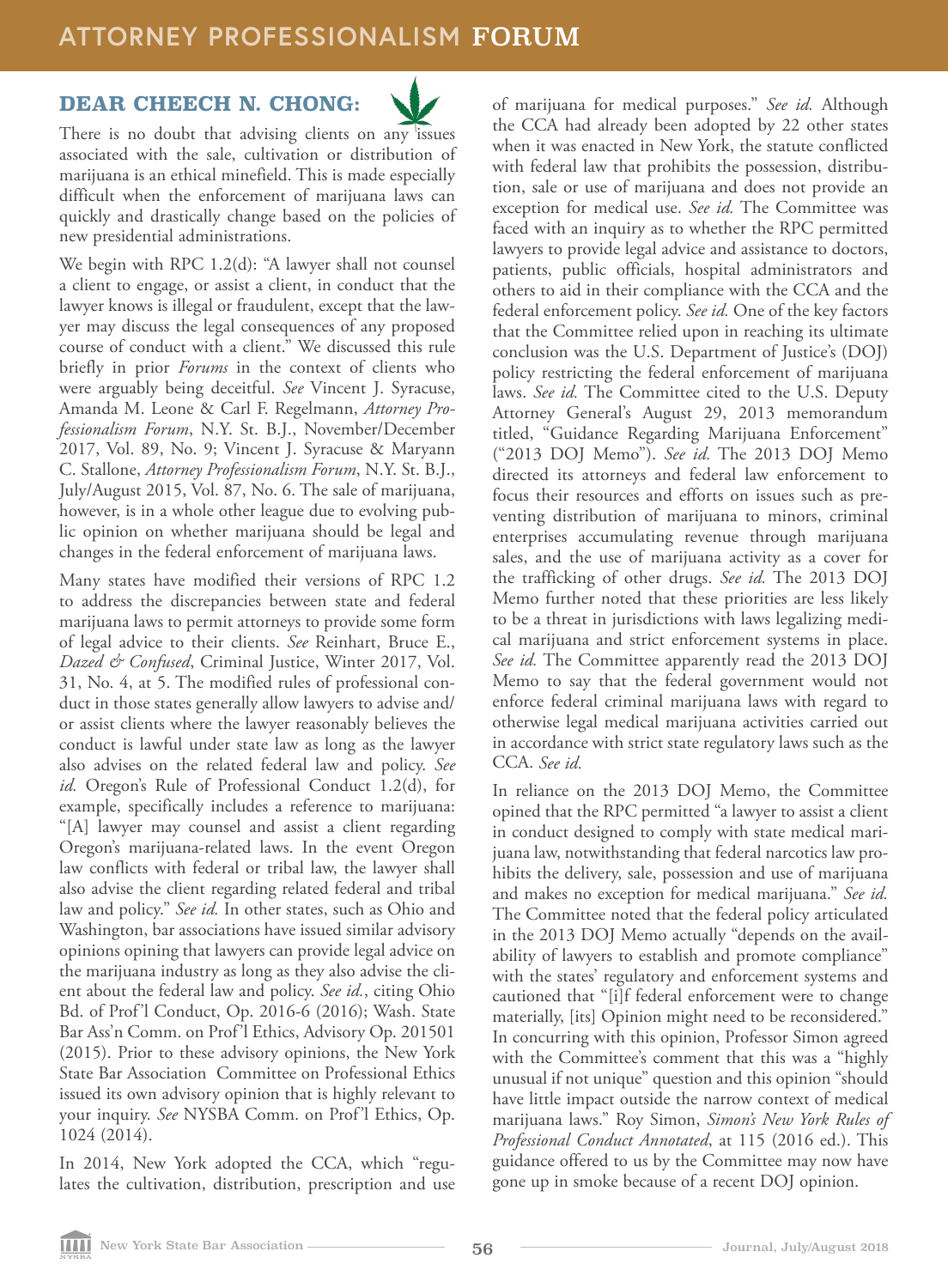## DEAR CHEECH N. CHONG:

There is no doubt that advising clients on any issues associated with the sale, cultivation or distribution of marijuana is an ethical minefield. This is made especially difficult when the enforcement of marijuana laws can quickly and drastically change based on the policies of new presidential administrations.

We begin with RPC 1.2(d): "A lawyer shall not counsel a client to engage, or assist a client, in conduct that the lawyer knows is illegal or fraudulent, except that the lawyer may discuss the legal consequences of any proposed course of conduct with a client." We discussed this rule briefly in prior *Forums* in the context of clients who were arguably being deceitful. *See* Vincent J. Syracuse, Amanda M. Leone & Carl F. Regelmann, *Attorney Professionalism Forum*, N.Y. St. B.J., November/December 2017, Vol. 89, No. 9; Vincent J. Syracuse & Maryann C. Stallone, *Attorney Professionalism Forum*, N.Y. St. B.J., July/August 2015, Vol. 87, No. 6. The sale of marijuana, however, is in a whole other league due to evolving public opinion on whether marijuana should be legal and changes in the federal enforcement of marijuana laws.

Many states have modified their versions of RPC 1.2 to address the discrepancies between state and federal marijuana laws to permit attorneys to provide some form of legal advice to their clients. *See* Reinhart, Bruce E., *Dazed & Confused*, Criminal Justice, Winter 2017, Vol. 31, No. 4, at 5. The modified rules of professional conduct in those states generally allow lawyers to advise and/or assist clients where the lawyer reasonably believes the conduct is lawful under state law as long as the lawyer also advises on the related federal law and policy. *See id.* Oregon's Rule of Professional Conduct 1.2(d), for example, specifically includes a reference to marijuana: "[A] lawyer may counsel and assist a client regarding Oregon's marijuana-related laws. In the event Oregon law conflicts with federal or tribal law, the lawyer shall also advise the client regarding related federal and tribal law and policy." *See id.* In other states, such as Ohio and Washington, bar associations have issued similar advisory opinions opining that lawyers can provide legal advice on the marijuana industry as long as they also advise the client about the federal law and policy. *See id.*, citing Ohio Bd. of Prof'l Conduct, Op. 2016-6 (2016); Wash. State Bar Ass'n Comm. on Prof'l Ethics, Advisory Op. 201501 (2015). Prior to these advisory opinions, the New York State Bar Association Committee on Professional Ethics issued its own advisory opinion that is highly relevant to your inquiry. *See* NYSBA Comm. on Prof'l Ethics, Op. 1024 (2014).

In 2014, New York adopted the CCA, which "regulates the cultivation, distribution, prescription and use of marijuana for medical purposes." *See id.* Although the CCA had already been adopted by 22 other states when it was enacted in New York, the statute conflicted with federal law that prohibits the possession, distribution, sale or use of marijuana and does not provide an exception for medical use. *See id.* The Committee was faced with an inquiry as to whether the RPC permitted lawyers to provide legal advice and assistance to doctors, patients, public officials, hospital administrators and others to aid in their compliance with the CCA and the federal enforcement policy. *See id.* One of the key factors that the Committee relied upon in reaching its ultimate conclusion was the U.S. Department of Justice's (DOJ) policy restricting the federal enforcement of marijuana laws. *See id.* The Committee cited to the U.S. Deputy Attorney General's August 29, 2013 memorandum titled, "Guidance Regarding Marijuana Enforcement" ("2013 DOJ Memo"). *See id.* The 2013 DOJ Memo directed its attorneys and federal law enforcement to focus their resources and efforts on issues such as preventing distribution of marijuana to minors, criminal enterprises accumulating revenue through marijuana sales, and the use of marijuana activity as a cover for the trafficking of other drugs. *See id.* The 2013 DOJ Memo further noted that these priorities are less likely to be a threat in jurisdictions with laws legalizing medical marijuana and strict enforcement systems in place. *See id.* The Committee apparently read the 2013 DOJ Memo to say that the federal government would not enforce federal criminal marijuana laws with regard to otherwise legal medical marijuana activities carried out in accordance with strict state regulatory laws such as the CCA. *See id.*

In reliance on the 2013 DOJ Memo, the Committee opined that the RPC permitted "a lawyer to assist a client in conduct designed to comply with state medical marijuana law, notwithstanding that federal narcotics law prohibits the delivery, sale, possession and use of marijuana and makes no exception for medical marijuana." *See id.* The Committee noted that the federal policy articulated in the 2013 DOJ Memo actually "depends on the availability of lawyers to establish and promote compliance" with the states' regulatory and enforcement systems and cautioned that "[i]f federal enforcement were to change materially, [its] Opinion might need to be reconsidered." In concurring with this opinion, Professor Simon agreed with the Committee's comment that this was a "highly unusual if not unique" question and this opinion "should have little impact outside the narrow context of medical marijuana laws." Roy Simon, *Simon's New York Rules of Professional Conduct Annotated*, at 115 (2016 ed.). This guidance offered to us by the Committee may now have gone up in smoke because of a recent DOJ opinion.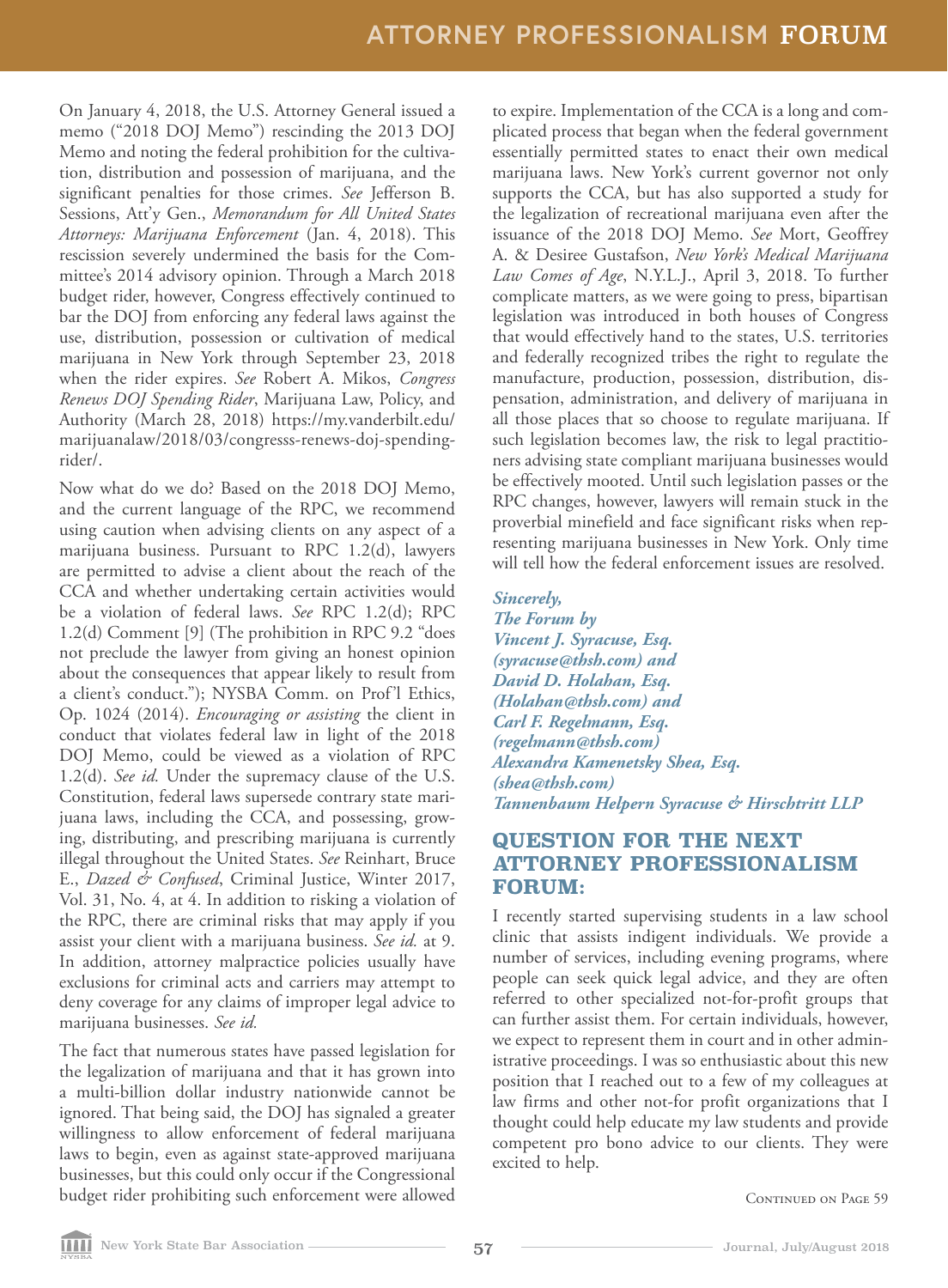On January 4, 2018, the U.S. Attorney General issued a memo ("2018 DOJ Memo") rescinding the 2013 DOJ Memo and noting the federal prohibition for the cultivation, distribution and possession of marijuana, and the significant penalties for those crimes. *See* Jefferson B. Sessions, Att'y Gen., *Memorandum for All United States Attorneys: Marijuana Enforcement* (Jan. 4, 2018). This rescission severely undermined the basis for the Committee's 2014 advisory opinion. Through a March 2018 budget rider, however, Congress effectively continued to bar the DOJ from enforcing any federal laws against the use, distribution, possession or cultivation of medical marijuana in New York through September 23, 2018 when the rider expires. *See* Robert A. Mikos, *Congress Renews DOJ Spending Rider*, Marijuana Law, Policy, and Authority (March 28, 2018) https://my.vanderbilt.edu/marijuanalaw/2018/03/congresss-renews-doj-spending-rider/.

Now what do we do? Based on the 2018 DOJ Memo, and the current language of the RPC, we recommend using caution when advising clients on any aspect of a marijuana business. Pursuant to RPC 1.2(d), lawyers are permitted to advise a client about the reach of the CCA and whether undertaking certain activities would be a violation of federal laws. *See* RPC 1.2(d); RPC 1.2(d) Comment [9] (The prohibition in RPC 9.2 "does not preclude the lawyer from giving an honest opinion about the consequences that appear likely to result from a client's conduct."); NYSBA Comm. on Prof'l Ethics, Op. 1024 (2014). *Encouraging or assisting* the client in conduct that violates federal law in light of the 2018 DOJ Memo, could be viewed as a violation of RPC 1.2(d). *See id.* Under the supremacy clause of the U.S. Constitution, federal laws supersede contrary state marijuana laws, including the CCA, and possessing, growing, distributing, and prescribing marijuana is currently illegal throughout the United States. *See* Reinhart, Bruce E., *Dazed & Confused*, Criminal Justice, Winter 2017, Vol. 31, No. 4, at 4. In addition to risking a violation of the RPC, there are criminal risks that may apply if you assist your client with a marijuana business. *See id.* at 9. In addition, attorney malpractice policies usually have exclusions for criminal acts and carriers may attempt to deny coverage for any claims of improper legal advice to marijuana businesses. *See id.*

The fact that numerous states have passed legislation for the legalization of marijuana and that it has grown into a multi-billion dollar industry nationwide cannot be ignored. That being said, the DOJ has signaled a greater willingness to allow enforcement of federal marijuana laws to begin, even as against state-approved marijuana businesses, but this could only occur if the Congressional budget rider prohibiting such enforcement were allowed to expire. Implementation of the CCA is a long and complicated process that began when the federal government essentially permitted states to enact their own medical marijuana laws. New York's current governor not only supports the CCA, but has also supported a study for the legalization of recreational marijuana even after the issuance of the 2018 DOJ Memo. *See* Mort, Geoffrey A. & Desiree Gustafson, *New York's Medical Marijuana Law Comes of Age*, N.Y.L.J., April 3, 2018. To further complicate matters, as we were going to press, bipartisan legislation was introduced in both houses of Congress that would effectively hand to the states, U.S. territories and federally recognized tribes the right to regulate the manufacture, production, possession, distribution, dispensation, administration, and delivery of marijuana in all those places that so choose to regulate marijuana. If such legislation becomes law, the risk to legal practitioners advising state compliant marijuana businesses would be effectively mooted. Until such legislation passes or the RPC changes, however, lawyers will remain stuck in the proverbial minefield and face significant risks when representing marijuana businesses in New York. Only time will tell how the federal enforcement issues are resolved.

***Sincerely,***
***The Forum by***
***Vincent J. Syracuse, Esq. (syracuse@thsh.com) and***
***David D. Holahan, Esq. (Holahan@thsh.com) and***
***Carl F. Regelmann, Esq. (regelmann@thsh.com)***
***Alexandra Kamenetsky Shea, Esq. (shea@thsh.com)***
***Tannenbaum Helpern Syracuse & Hirschtritt LLP***

## QUESTION FOR THE NEXT ATTORNEY PROFESSIONALISM FORUM:

I recently started supervising students in a law school clinic that assists indigent individuals. We provide a number of services, including evening programs, where people can seek quick legal advice, and they are often referred to other specialized not-for-profit groups that can further assist them. For certain individuals, however, we expect to represent them in court and in other administrative proceedings. I was so enthusiastic about this new position that I reached out to a few of my colleagues at law firms and other not-for profit organizations that I thought could help educate my law students and provide competent pro bono advice to our clients. They were excited to help.

Continued on Page 59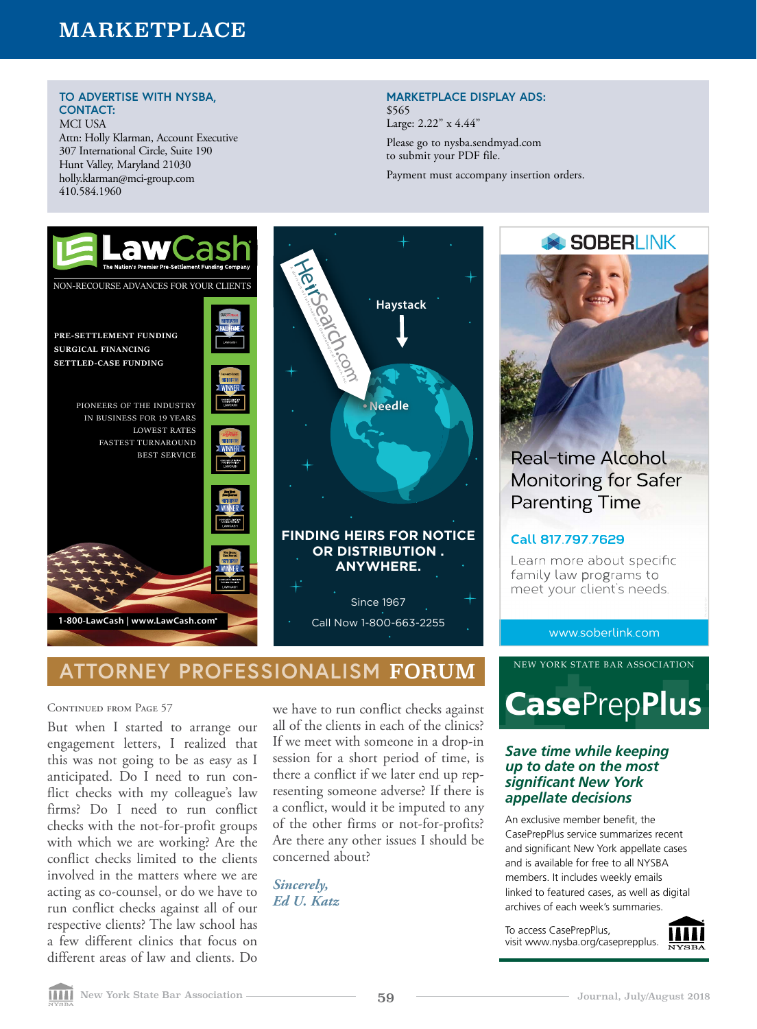# MARKETPLACE

**TO ADVERTISE WITH NYSBA, CONTACT:**
MCI USA
Attn: Holly Klarman, Account Executive
307 International Circle, Suite 190
Hunt Valley, Maryland 21030
holly.klarman@mci-group.com
410.584.1960

**MARKETPLACE DISPLAY ADS:**
$565
Large: 2.22" x 4.44"

Please go to nysba.sendmyad.com to submit your PDF file.

Payment must accompany insertion orders.

**LawCash**
The Nation's Premier Pre-Settlement Funding Company

NON-RECOURSE ADVANCES FOR YOUR CLIENTS

PRE-SETTLEMENT FUNDING
SURGICAL FINANCING
SETTLED-CASE FUNDING

PIONEERS OF THE INDUSTRY
IN BUSINESS FOR 19 YEARS
LOWEST RATES
FASTEST TURNAROUND
BEST SERVICE

1-800-LawCash | www.LawCash.com

**HeirSearch.com**

Haystack

Needle

FINDING HEIRS FOR NOTICE OR DISTRIBUTION . ANYWHERE.

Since 1967

Call Now 1-800-663-2255

**SOBERLINK**

Real-time Alcohol Monitoring for Safer Parenting Time

Call 817.797.7629

Learn more about specific family law programs to meet your client's needs.

www.soberlink.com

## ATTORNEY PROFESSIONALISM FORUM

Continued from Page 57

But when I started to arrange our engagement letters, I realized that this was not going to be as easy as I anticipated. Do I need to run conflict checks with my colleague's law firms? Do I need to run conflict checks with the not-for-profit groups with which we are working? Are the conflict checks limited to the clients involved in the matters where we are acting as co-counsel, or do we have to run conflict checks against all of our respective clients? The law school has a few different clinics that focus on different areas of law and clients. Do we have to run conflict checks against all of the clients in each of the clinics? If we meet with someone in a drop-in session for a short period of time, is there a conflict if we later end up representing someone adverse? If there is a conflict, would it be imputed to any of the other firms or not-for-profits? Are there any other issues I should be concerned about?

*Sincerely,*
*Ed U. Katz*

NEW YORK STATE BAR ASSOCIATION

**CasePrepPlus**

***Save time while keeping up to date on the most significant New York appellate decisions***

An exclusive member benefit, the CasePrepPlus service summarizes recent and significant New York appellate cases and is available for free to all NYSBA members. It includes weekly emails linked to featured cases, as well as digital archives of each week's summaries.

To access CasePrepPlus, visit www.nysba.org/caseprepplus.